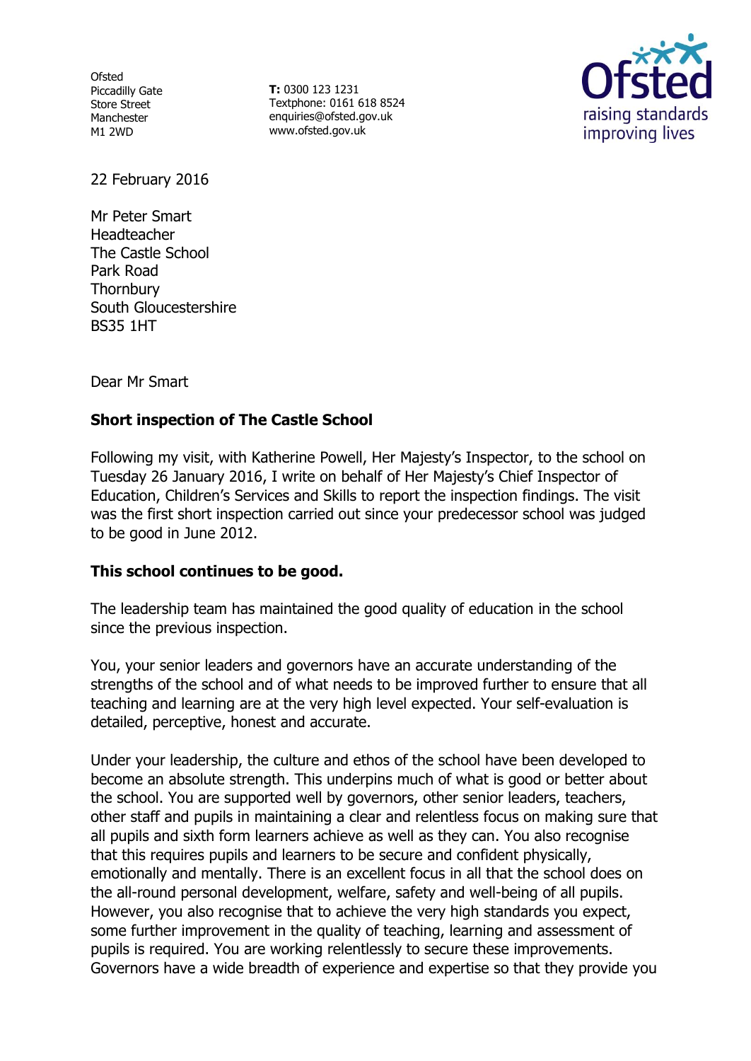Ofsted
Piccadilly Gate
Store Street
Manchester
M1 2WD

**T:** 0300 123 1231
Textphone: 0161 618 8524
enquiries@ofsted.gov.uk
www.ofsted.gov.uk

22 February 2016

Mr Peter Smart
Headteacher
The Castle School
Park Road
Thornbury
South Gloucestershire
BS35 1HT

Dear Mr Smart

**Short inspection of The Castle School**

Following my visit, with Katherine Powell, Her Majesty's Inspector, to the school on Tuesday 26 January 2016, I write on behalf of Her Majesty's Chief Inspector of Education, Children's Services and Skills to report the inspection findings. The visit was the first short inspection carried out since your predecessor school was judged to be good in June 2012.

**This school continues to be good.**

The leadership team has maintained the good quality of education in the school since the previous inspection.

You, your senior leaders and governors have an accurate understanding of the strengths of the school and of what needs to be improved further to ensure that all teaching and learning are at the very high level expected. Your self-evaluation is detailed, perceptive, honest and accurate.

Under your leadership, the culture and ethos of the school have been developed to become an absolute strength. This underpins much of what is good or better about the school. You are supported well by governors, other senior leaders, teachers, other staff and pupils in maintaining a clear and relentless focus on making sure that all pupils and sixth form learners achieve as well as they can. You also recognise that this requires pupils and learners to be secure and confident physically, emotionally and mentally. There is an excellent focus in all that the school does on the all-round personal development, welfare, safety and well-being of all pupils. However, you also recognise that to achieve the very high standards you expect, some further improvement in the quality of teaching, learning and assessment of pupils is required. You are working relentlessly to secure these improvements. Governors have a wide breadth of experience and expertise so that they provide you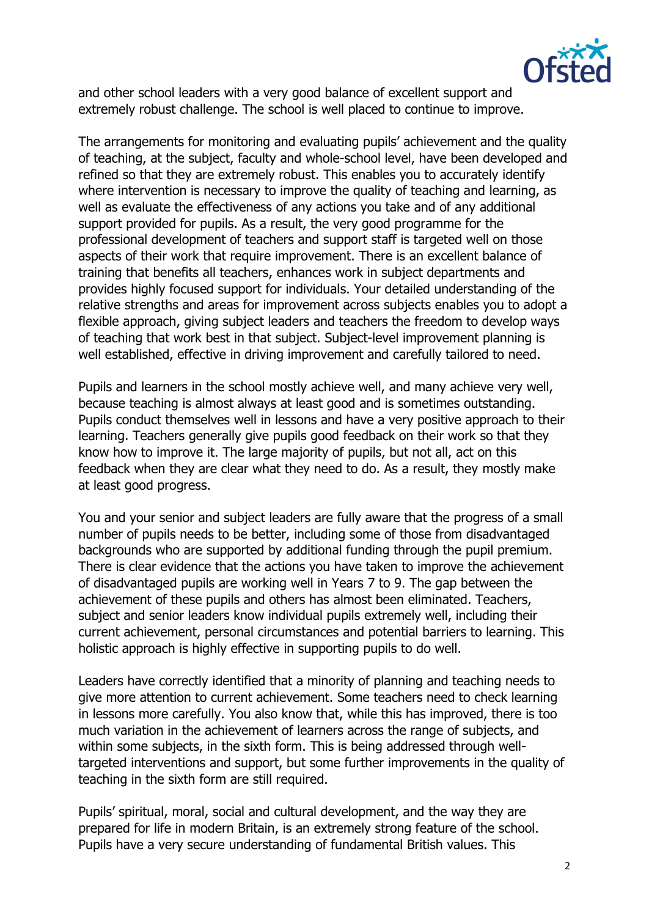and other school leaders with a very good balance of excellent support and extremely robust challenge. The school is well placed to continue to improve.

The arrangements for monitoring and evaluating pupils' achievement and the quality of teaching, at the subject, faculty and whole-school level, have been developed and refined so that they are extremely robust. This enables you to accurately identify where intervention is necessary to improve the quality of teaching and learning, as well as evaluate the effectiveness of any actions you take and of any additional support provided for pupils. As a result, the very good programme for the professional development of teachers and support staff is targeted well on those aspects of their work that require improvement. There is an excellent balance of training that benefits all teachers, enhances work in subject departments and provides highly focused support for individuals. Your detailed understanding of the relative strengths and areas for improvement across subjects enables you to adopt a flexible approach, giving subject leaders and teachers the freedom to develop ways of teaching that work best in that subject. Subject-level improvement planning is well established, effective in driving improvement and carefully tailored to need.

Pupils and learners in the school mostly achieve well, and many achieve very well, because teaching is almost always at least good and is sometimes outstanding. Pupils conduct themselves well in lessons and have a very positive approach to their learning. Teachers generally give pupils good feedback on their work so that they know how to improve it. The large majority of pupils, but not all, act on this feedback when they are clear what they need to do. As a result, they mostly make at least good progress.

You and your senior and subject leaders are fully aware that the progress of a small number of pupils needs to be better, including some of those from disadvantaged backgrounds who are supported by additional funding through the pupil premium. There is clear evidence that the actions you have taken to improve the achievement of disadvantaged pupils are working well in Years 7 to 9. The gap between the achievement of these pupils and others has almost been eliminated. Teachers, subject and senior leaders know individual pupils extremely well, including their current achievement, personal circumstances and potential barriers to learning. This holistic approach is highly effective in supporting pupils to do well.

Leaders have correctly identified that a minority of planning and teaching needs to give more attention to current achievement. Some teachers need to check learning in lessons more carefully. You also know that, while this has improved, there is too much variation in the achievement of learners across the range of subjects, and within some subjects, in the sixth form. This is being addressed through well-targeted interventions and support, but some further improvements in the quality of teaching in the sixth form are still required.

Pupils' spiritual, moral, social and cultural development, and the way they are prepared for life in modern Britain, is an extremely strong feature of the school. Pupils have a very secure understanding of fundamental British values. This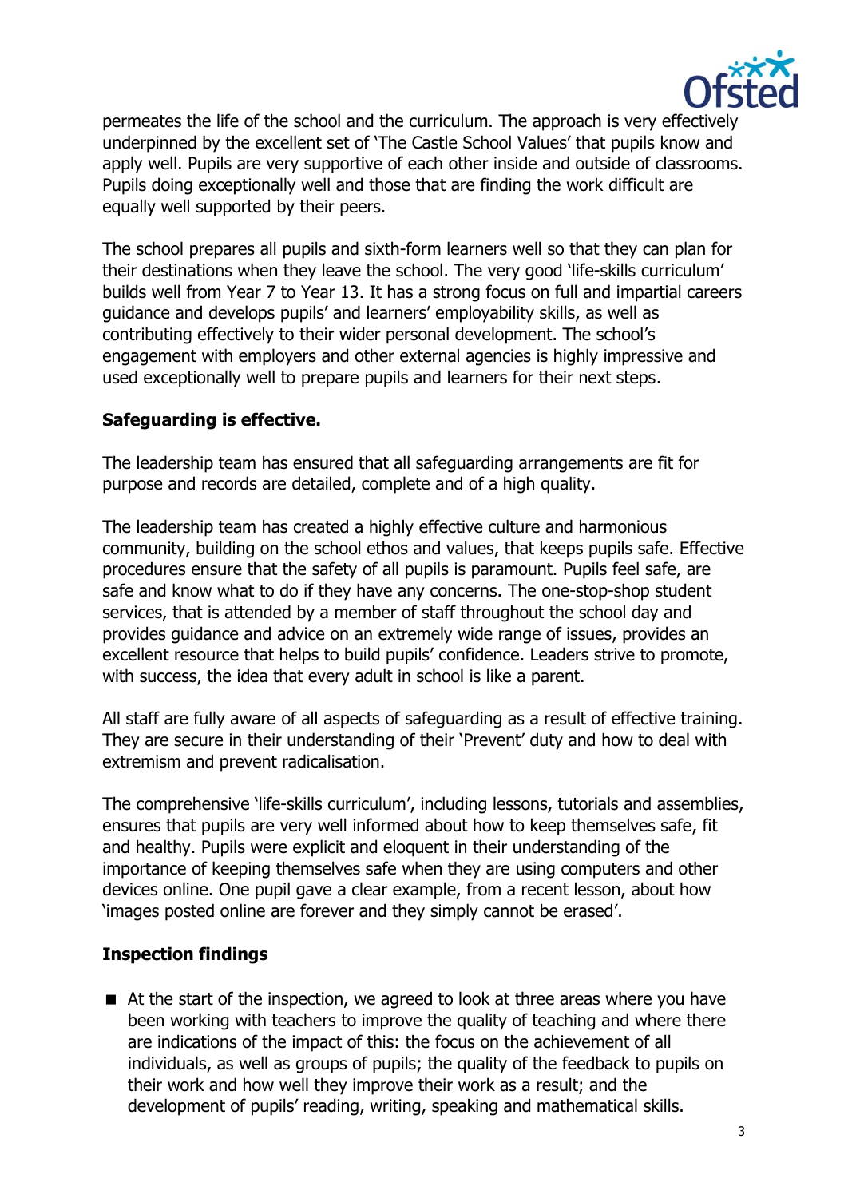permeates the life of the school and the curriculum. The approach is very effectively underpinned by the excellent set of 'The Castle School Values' that pupils know and apply well. Pupils are very supportive of each other inside and outside of classrooms. Pupils doing exceptionally well and those that are finding the work difficult are equally well supported by their peers.

The school prepares all pupils and sixth-form learners well so that they can plan for their destinations when they leave the school. The very good 'life-skills curriculum' builds well from Year 7 to Year 13. It has a strong focus on full and impartial careers guidance and develops pupils' and learners' employability skills, as well as contributing effectively to their wider personal development. The school's engagement with employers and other external agencies is highly impressive and used exceptionally well to prepare pupils and learners for their next steps.

**Safeguarding is effective.**

The leadership team has ensured that all safeguarding arrangements are fit for purpose and records are detailed, complete and of a high quality.

The leadership team has created a highly effective culture and harmonious community, building on the school ethos and values, that keeps pupils safe. Effective procedures ensure that the safety of all pupils is paramount. Pupils feel safe, are safe and know what to do if they have any concerns. The one-stop-shop student services, that is attended by a member of staff throughout the school day and provides guidance and advice on an extremely wide range of issues, provides an excellent resource that helps to build pupils' confidence. Leaders strive to promote, with success, the idea that every adult in school is like a parent.

All staff are fully aware of all aspects of safeguarding as a result of effective training. They are secure in their understanding of their 'Prevent' duty and how to deal with extremism and prevent radicalisation.

The comprehensive 'life-skills curriculum', including lessons, tutorials and assemblies, ensures that pupils are very well informed about how to keep themselves safe, fit and healthy. Pupils were explicit and eloquent in their understanding of the importance of keeping themselves safe when they are using computers and other devices online. One pupil gave a clear example, from a recent lesson, about how 'images posted online are forever and they simply cannot be erased'.

**Inspection findings**

- At the start of the inspection, we agreed to look at three areas where you have been working with teachers to improve the quality of teaching and where there are indications of the impact of this: the focus on the achievement of all individuals, as well as groups of pupils; the quality of the feedback to pupils on their work and how well they improve their work as a result; and the development of pupils' reading, writing, speaking and mathematical skills.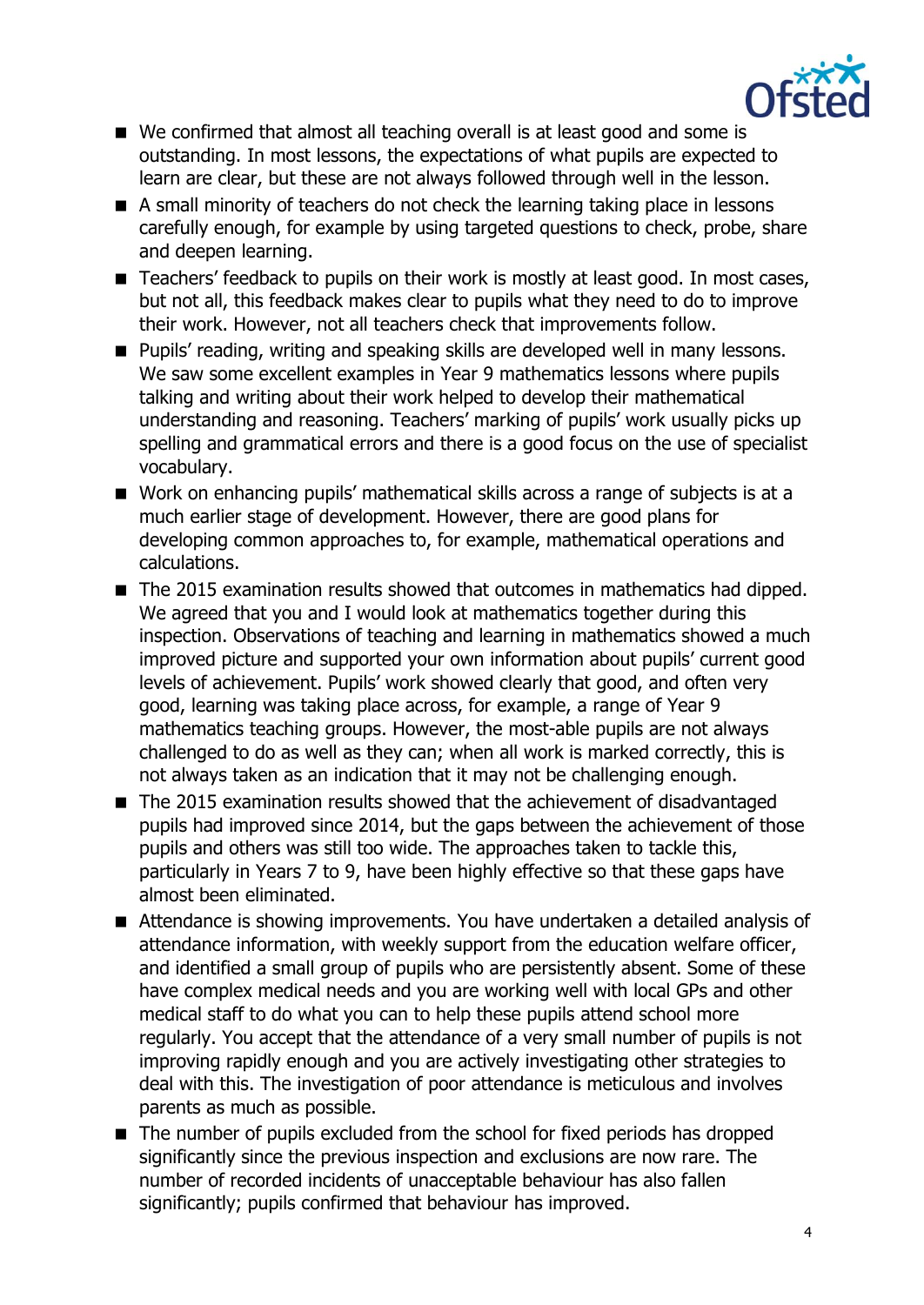- We confirmed that almost all teaching overall is at least good and some is outstanding. In most lessons, the expectations of what pupils are expected to learn are clear, but these are not always followed through well in the lesson.
- A small minority of teachers do not check the learning taking place in lessons carefully enough, for example by using targeted questions to check, probe, share and deepen learning.
- Teachers' feedback to pupils on their work is mostly at least good. In most cases, but not all, this feedback makes clear to pupils what they need to do to improve their work. However, not all teachers check that improvements follow.
- Pupils' reading, writing and speaking skills are developed well in many lessons. We saw some excellent examples in Year 9 mathematics lessons where pupils talking and writing about their work helped to develop their mathematical understanding and reasoning. Teachers' marking of pupils' work usually picks up spelling and grammatical errors and there is a good focus on the use of specialist vocabulary.
- Work on enhancing pupils' mathematical skills across a range of subjects is at a much earlier stage of development. However, there are good plans for developing common approaches to, for example, mathematical operations and calculations.
- The 2015 examination results showed that outcomes in mathematics had dipped. We agreed that you and I would look at mathematics together during this inspection. Observations of teaching and learning in mathematics showed a much improved picture and supported your own information about pupils' current good levels of achievement. Pupils' work showed clearly that good, and often very good, learning was taking place across, for example, a range of Year 9 mathematics teaching groups. However, the most-able pupils are not always challenged to do as well as they can; when all work is marked correctly, this is not always taken as an indication that it may not be challenging enough.
- The 2015 examination results showed that the achievement of disadvantaged pupils had improved since 2014, but the gaps between the achievement of those pupils and others was still too wide. The approaches taken to tackle this, particularly in Years 7 to 9, have been highly effective so that these gaps have almost been eliminated.
- Attendance is showing improvements. You have undertaken a detailed analysis of attendance information, with weekly support from the education welfare officer, and identified a small group of pupils who are persistently absent. Some of these have complex medical needs and you are working well with local GPs and other medical staff to do what you can to help these pupils attend school more regularly. You accept that the attendance of a very small number of pupils is not improving rapidly enough and you are actively investigating other strategies to deal with this. The investigation of poor attendance is meticulous and involves parents as much as possible.
- The number of pupils excluded from the school for fixed periods has dropped significantly since the previous inspection and exclusions are now rare. The number of recorded incidents of unacceptable behaviour has also fallen significantly; pupils confirmed that behaviour has improved.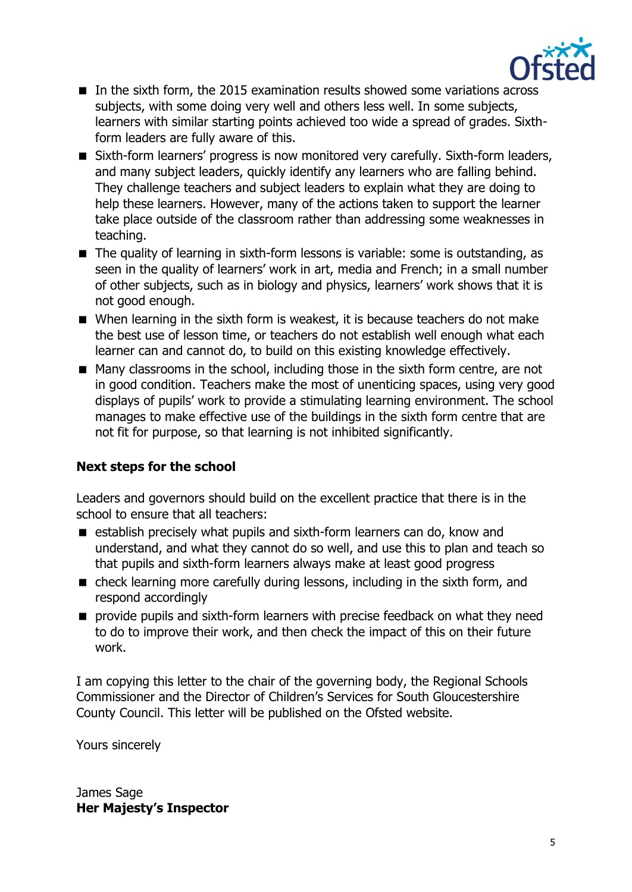- In the sixth form, the 2015 examination results showed some variations across subjects, with some doing very well and others less well. In some subjects, learners with similar starting points achieved too wide a spread of grades. Sixth-form leaders are fully aware of this.
- Sixth-form learners' progress is now monitored very carefully. Sixth-form leaders, and many subject leaders, quickly identify any learners who are falling behind. They challenge teachers and subject leaders to explain what they are doing to help these learners. However, many of the actions taken to support the learner take place outside of the classroom rather than addressing some weaknesses in teaching.
- The quality of learning in sixth-form lessons is variable: some is outstanding, as seen in the quality of learners' work in art, media and French; in a small number of other subjects, such as in biology and physics, learners' work shows that it is not good enough.
- When learning in the sixth form is weakest, it is because teachers do not make the best use of lesson time, or teachers do not establish well enough what each learner can and cannot do, to build on this existing knowledge effectively.
- Many classrooms in the school, including those in the sixth form centre, are not in good condition. Teachers make the most of unenticing spaces, using very good displays of pupils' work to provide a stimulating learning environment. The school manages to make effective use of the buildings in the sixth form centre that are not fit for purpose, so that learning is not inhibited significantly.

**Next steps for the school**

Leaders and governors should build on the excellent practice that there is in the school to ensure that all teachers:

- establish precisely what pupils and sixth-form learners can do, know and understand, and what they cannot do so well, and use this to plan and teach so that pupils and sixth-form learners always make at least good progress
- check learning more carefully during lessons, including in the sixth form, and respond accordingly
- provide pupils and sixth-form learners with precise feedback on what they need to do to improve their work, and then check the impact of this on their future work.

I am copying this letter to the chair of the governing body, the Regional Schools Commissioner and the Director of Children's Services for South Gloucestershire County Council. This letter will be published on the Ofsted website.

Yours sincerely

James Sage
**Her Majesty's Inspector**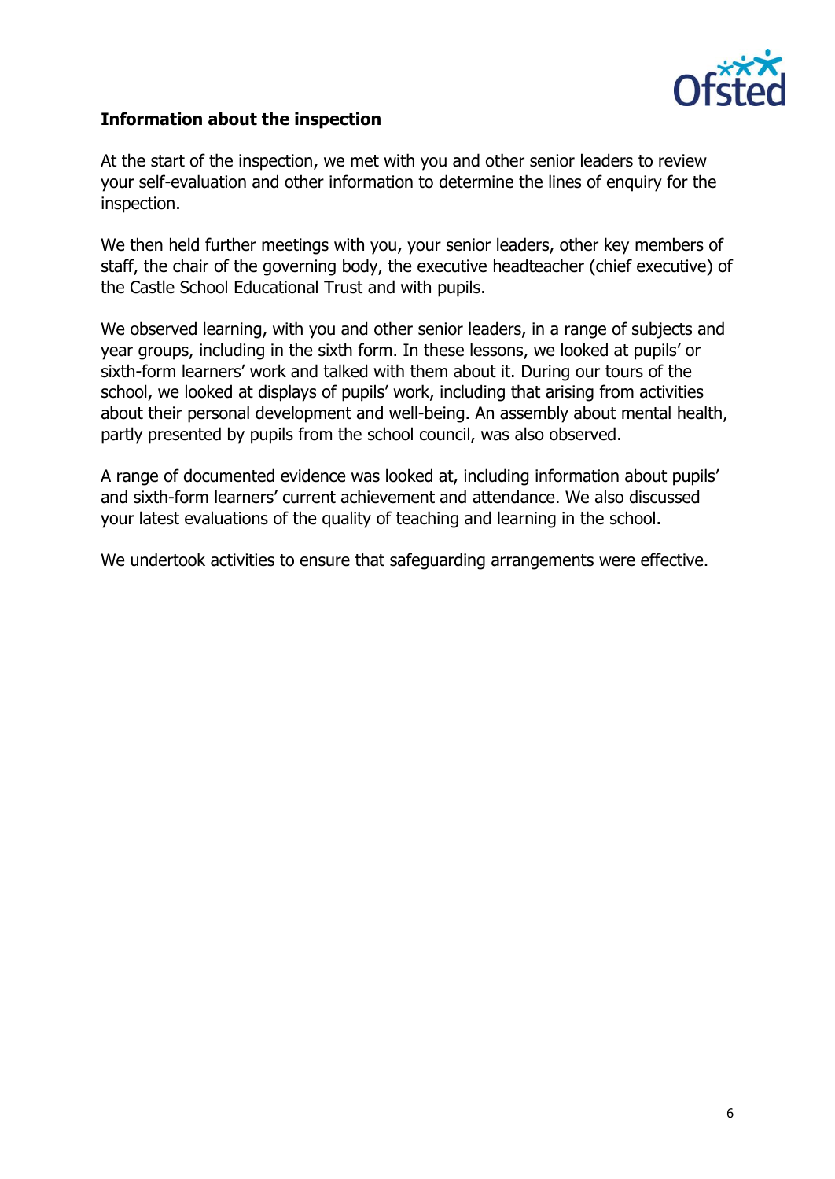### Information about the inspection

At the start of the inspection, we met with you and other senior leaders to review your self-evaluation and other information to determine the lines of enquiry for the inspection.

We then held further meetings with you, your senior leaders, other key members of staff, the chair of the governing body, the executive headteacher (chief executive) of the Castle School Educational Trust and with pupils.

We observed learning, with you and other senior leaders, in a range of subjects and year groups, including in the sixth form. In these lessons, we looked at pupils' or sixth-form learners' work and talked with them about it. During our tours of the school, we looked at displays of pupils' work, including that arising from activities about their personal development and well-being. An assembly about mental health, partly presented by pupils from the school council, was also observed.

A range of documented evidence was looked at, including information about pupils' and sixth-form learners' current achievement and attendance. We also discussed your latest evaluations of the quality of teaching and learning in the school.

We undertook activities to ensure that safeguarding arrangements were effective.